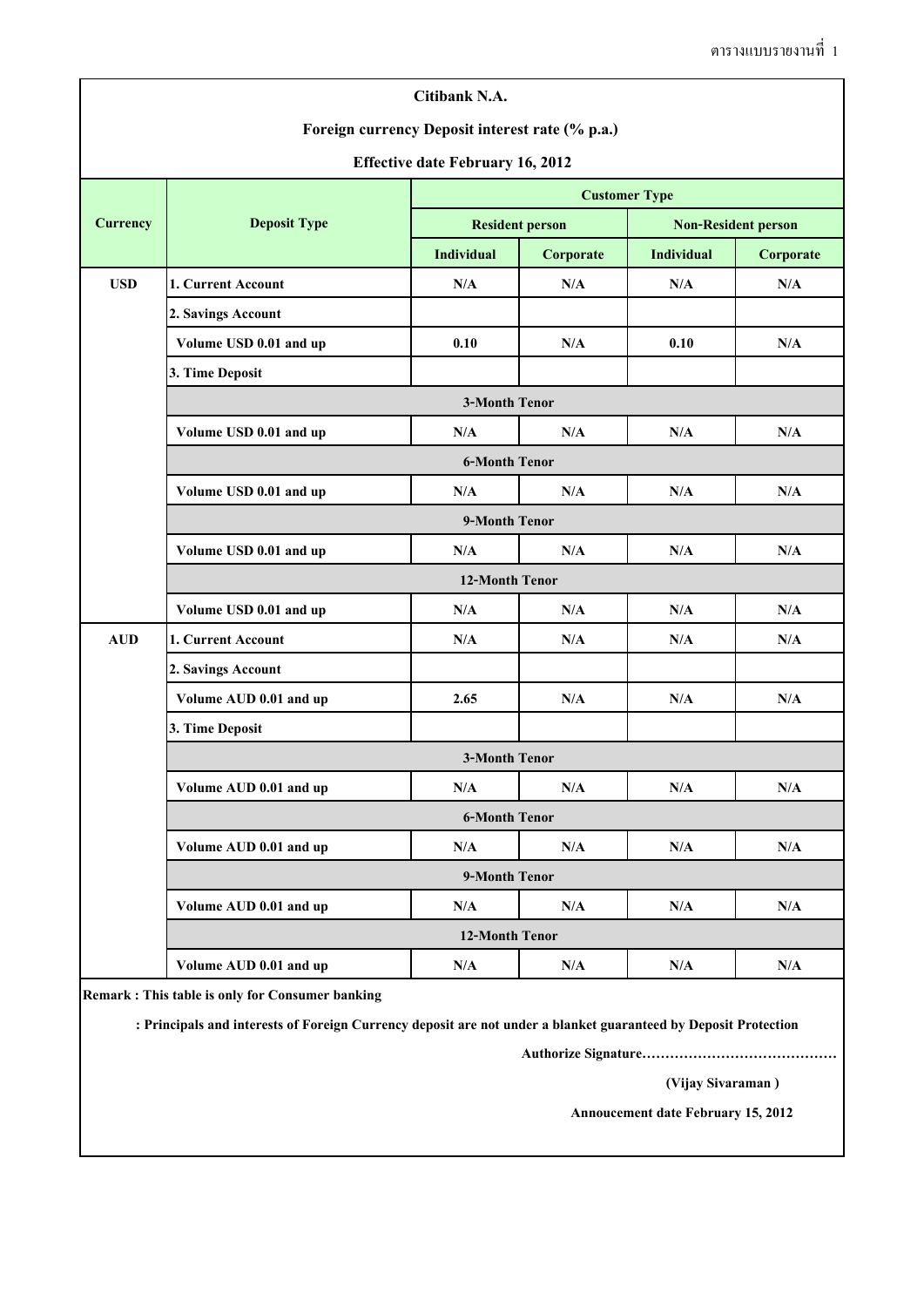ตารางแบบรายงานที่ 1

# Citibank N.A.

## Foreign currency Deposit interest rate (% p.a.)

### Effective date February 16, 2012

| Currency | Deposit Type | Customer Type | | | |
|---|---|---|---|---|---|
| | | Resident person | | Non-Resident person | |
| | | Individual | Corporate | Individual | Corporate |
| USD | 1. Current Account | N/A | N/A | N/A | N/A |
| | 2. Savings Account | | | | |
| | Volume USD 0.01 and up | 0.10 | N/A | 0.10 | N/A |
| | 3. Time Deposit | | | | |
| | 3-Month Tenor | | | | |
| | Volume USD 0.01 and up | N/A | N/A | N/A | N/A |
| | 6-Month Tenor | | | | |
| | Volume USD 0.01 and up | N/A | N/A | N/A | N/A |
| | 9-Month Tenor | | | | |
| | Volume USD 0.01 and up | N/A | N/A | N/A | N/A |
| | 12-Month Tenor | | | | |
| | Volume USD 0.01 and up | N/A | N/A | N/A | N/A |
| AUD | 1. Current Account | N/A | N/A | N/A | N/A |
| | 2. Savings Account | | | | |
| | Volume AUD 0.01 and up | 2.65 | N/A | N/A | N/A |
| | 3. Time Deposit | | | | |
| | 3-Month Tenor | | | | |
| | Volume AUD 0.01 and up | N/A | N/A | N/A | N/A |
| | 6-Month Tenor | | | | |
| | Volume AUD 0.01 and up | N/A | N/A | N/A | N/A |
| | 9-Month Tenor | | | | |
| | Volume AUD 0.01 and up | N/A | N/A | N/A | N/A |
| | 12-Month Tenor | | | | |
| | Volume AUD 0.01 and up | N/A | N/A | N/A | N/A |

**Remark : This table is only for Consumer banking**

**: Principals and interests of Foreign Currency deposit are not under a blanket guaranteed by Deposit Protection**

**Authorize Signature……………………………………**

**(Vijay Sivaraman )**

**Annoucement date February 15, 2012**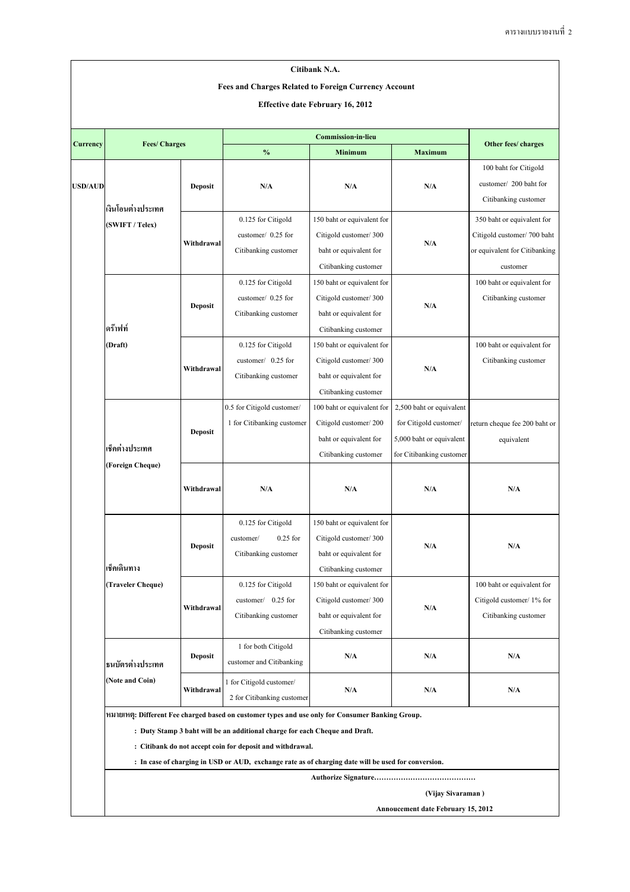**Citibank N.A.**

**Fees and Charges Related to Foreign Currency Account**

**Effective date February 16, 2012**

| Currency | Fees/ Charges | | Commission-in-lieu | | | Other fees/ charges |
|---|---|---|---|---|---|---|
| | | | % | Minimum | Maximum | |
| USD/AUD | เงินโอนต่างประเทศ (SWIFT / Telex) | Deposit | N/A | N/A | N/A | 100 baht for Citigold customer/ 200 baht for Citibanking customer |
| | | Withdrawal | 0.125 for Citigold customer/ 0.25 for Citibanking customer | 150 baht or equivalent for Citigold customer/ 300 baht or equivalent for Citibanking customer | N/A | 350 baht or equivalent for Citigold customer/ 700 baht or equivalent for Citibanking customer |
| | ดร๊าฟท์ (Draft) | Deposit | 0.125 for Citigold customer/ 0.25 for Citibanking customer | 150 baht or equivalent for Citigold customer/ 300 baht or equivalent for Citibanking customer | N/A | 100 baht or equivalent for Citibanking customer |
| | | Withdrawal | 0.125 for Citigold customer/ 0.25 for Citibanking customer | 150 baht or equivalent for Citigold customer/ 300 baht or equivalent for Citibanking customer | N/A | 100 baht or equivalent for Citibanking customer |
| | เช็คต่างประเทศ (Foreign Cheque) | Deposit | 0.5 for Citigold customer/ 1 for Citibanking customer | 100 baht or equivalent for Citigold customer/ 200 baht or equivalent for Citibanking customer | 2,500 baht or equivalent for Citigold customer/ 5,000 baht or equivalent for Citibanking customer | return cheque fee 200 baht or equivalent |
| | | Withdrawal | N/A | N/A | N/A | N/A |
| | เช็คเดินทาง (Traveler Cheque) | Deposit | 0.125 for Citigold customer/ 0.25 for Citibanking customer | 150 baht or equivalent for Citigold customer/ 300 baht or equivalent for Citibanking customer | N/A | N/A |
| | | Withdrawal | 0.125 for Citigold customer/ 0.25 for Citibanking customer | 150 baht or equivalent for Citigold customer/ 300 baht or equivalent for Citibanking customer | N/A | 100 baht or equivalent for Citigold customer/ 1% for Citibanking customer |
| | ธนบัตรต่างประเทศ (Note and Coin) | Deposit | 1 for both Citigold customer and Citibanking | N/A | N/A | N/A |
| | | Withdrawal | 1 for Citigold customer/ 2 for Citibanking customer | N/A | N/A | N/A |

**หมายเหตุ: Different Fee charged based on customer types and use only for Consumer Banking Group.**

**: Duty Stamp 3 baht will be an additional charge for each Cheque and Draft.**

**: Citibank do not accept coin for deposit and withdrawal.**

**: In case of charging in USD or AUD, exchange rate as of charging date will be used for conversion.**

**Authorize Signature……………………………………**

**(Vijay Sivaraman )**

**Annoucement date February 15, 2012**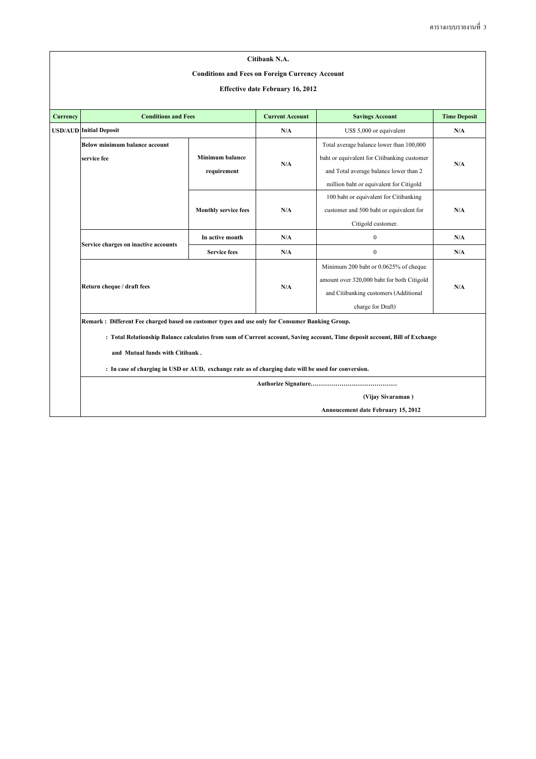ตารางแบบรายงานที่ 3

# Citibank N.A.

## Conditions and Fees on Foreign Currency Account

### Effective date February 16, 2012

| Currency | Conditions and Fees | | Current Account | Savings Account | Time Deposit |
|---|---|---|---|---|---|
| USD/AUD | Initial Deposit | | N/A | US$ 5,000 or equivalent | N/A |
| | Below minimum balance account service fee | Minimum balance requirement | N/A | Total average balance lower than 100,000 baht or equivalent for Citibanking customer and Total average balance lower than 2 million baht or equivalent for Citigold | N/A |
| | | Monthly service fees | N/A | 100 baht or equivalent for Citibanking customer and 500 baht or equivalent for Citigold customer. | N/A |
| | Service charges on inactive accounts | In active month | N/A | 0 | N/A |
| | | Service fees | N/A | 0 | N/A |
| | Return cheque / draft fees | | N/A | Minimum 200 baht or 0.0625% of cheque amount over 320,000 baht for both Citigold and Citibanking customers (Additional charge for Draft) | N/A |

**Remark : Different Fee charged based on customer types and use only for Consumer Banking Group.**

**: Total Relationship Balance calculates from sum of Current account, Saving account, Time deposit account, Bill of Exchange and Mutual funds with Citibank .**

**: In case of charging in USD or AUD, exchange rate as of charging date will be used for conversion.**

**Authorize Signature……………………………………**

**(Vijay Sivaraman )**

**Annoucement date February 15, 2012**